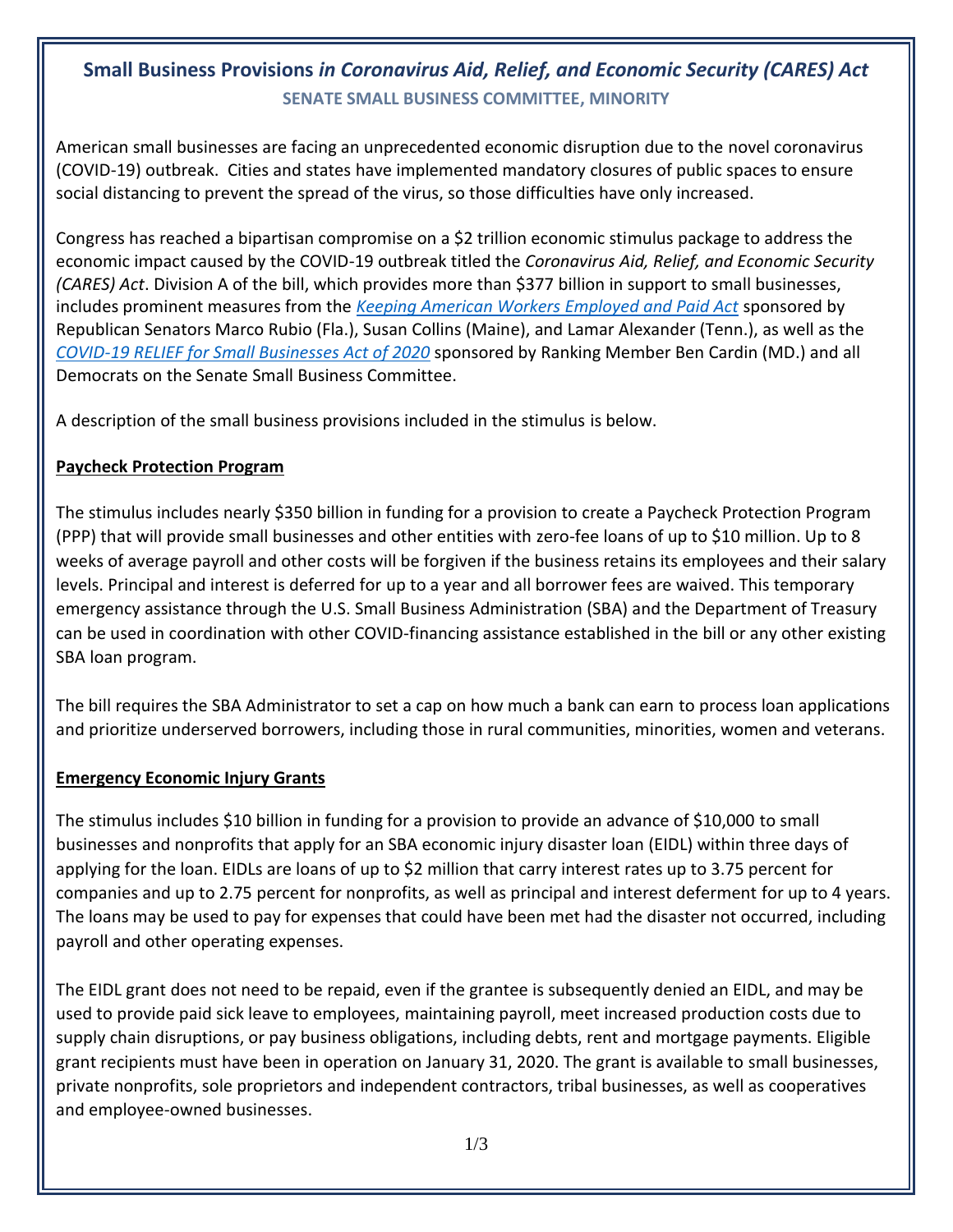# Small Business Provisions *in Coronavirus Aid, Relief, and Economic Security (CARES) Act*

**SENATE SMALL BUSINESS COMMITTEE, MINORITY**

American small businesses are facing an unprecedented economic disruption due to the novel coronavirus (COVID-19) outbreak. Cities and states have implemented mandatory closures of public spaces to ensure social distancing to prevent the spread of the virus, so those difficulties have only increased.

Congress has reached a bipartisan compromise on a $2 trillion economic stimulus package to address the economic impact caused by the COVID-19 outbreak titled the *Coronavirus Aid, Relief, and Economic Security (CARES) Act*. Division A of the bill, which provides more than $377 billion in support to small businesses, includes prominent measures from the *Keeping American Workers Employed and Paid Act* sponsored by Republican Senators Marco Rubio (Fla.), Susan Collins (Maine), and Lamar Alexander (Tenn.), as well as the *COVID-19 RELIEF for Small Businesses Act of 2020* sponsored by Ranking Member Ben Cardin (MD.) and all Democrats on the Senate Small Business Committee.

A description of the small business provisions included in the stimulus is below.

## Paycheck Protection Program

The stimulus includes nearly $350 billion in funding for a provision to create a Paycheck Protection Program (PPP) that will provide small businesses and other entities with zero-fee loans of up to $10 million. Up to 8 weeks of average payroll and other costs will be forgiven if the business retains its employees and their salary levels. Principal and interest is deferred for up to a year and all borrower fees are waived. This temporary emergency assistance through the U.S. Small Business Administration (SBA) and the Department of Treasury can be used in coordination with other COVID-financing assistance established in the bill or any other existing SBA loan program.

The bill requires the SBA Administrator to set a cap on how much a bank can earn to process loan applications and prioritize underserved borrowers, including those in rural communities, minorities, women and veterans.

## Emergency Economic Injury Grants

The stimulus includes $10 billion in funding for a provision to provide an advance of $10,000 to small businesses and nonprofits that apply for an SBA economic injury disaster loan (EIDL) within three days of applying for the loan. EIDLs are loans of up to $2 million that carry interest rates up to 3.75 percent for companies and up to 2.75 percent for nonprofits, as well as principal and interest deferment for up to 4 years. The loans may be used to pay for expenses that could have been met had the disaster not occurred, including payroll and other operating expenses.

The EIDL grant does not need to be repaid, even if the grantee is subsequently denied an EIDL, and may be used to provide paid sick leave to employees, maintaining payroll, meet increased production costs due to supply chain disruptions, or pay business obligations, including debts, rent and mortgage payments. Eligible grant recipients must have been in operation on January 31, 2020. The grant is available to small businesses, private nonprofits, sole proprietors and independent contractors, tribal businesses, as well as cooperatives and employee-owned businesses.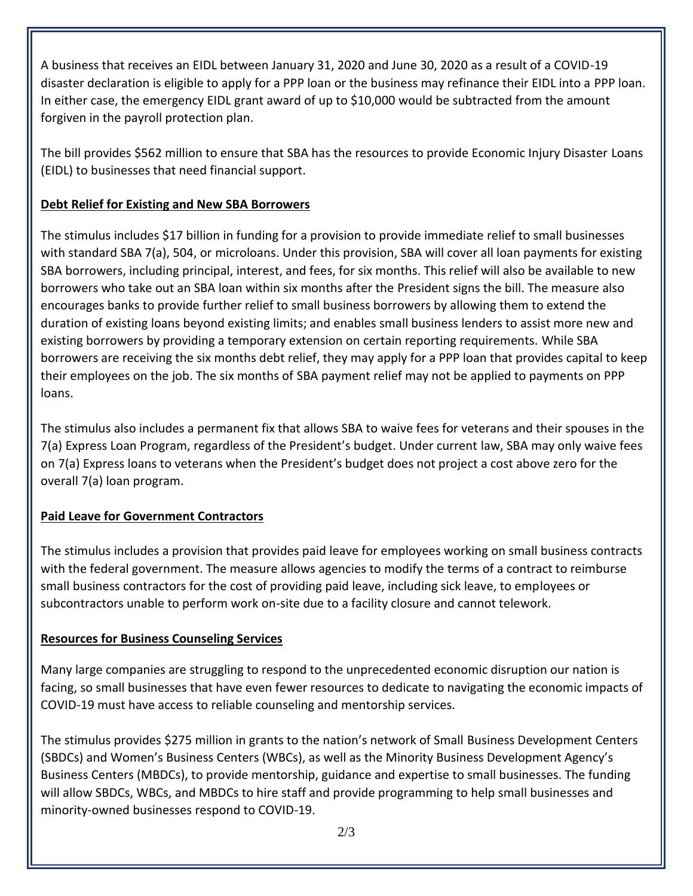A business that receives an EIDL between January 31, 2020 and June 30, 2020 as a result of a COVID-19 disaster declaration is eligible to apply for a PPP loan or the business may refinance their EIDL into a PPP loan. In either case, the emergency EIDL grant award of up to $10,000 would be subtracted from the amount forgiven in the payroll protection plan.

The bill provides $562 million to ensure that SBA has the resources to provide Economic Injury Disaster Loans (EIDL) to businesses that need financial support.

**Debt Relief for Existing and New SBA Borrowers**

The stimulus includes $17 billion in funding for a provision to provide immediate relief to small businesses with standard SBA 7(a), 504, or microloans. Under this provision, SBA will cover all loan payments for existing SBA borrowers, including principal, interest, and fees, for six months. This relief will also be available to new borrowers who take out an SBA loan within six months after the President signs the bill. The measure also encourages banks to provide further relief to small business borrowers by allowing them to extend the duration of existing loans beyond existing limits; and enables small business lenders to assist more new and existing borrowers by providing a temporary extension on certain reporting requirements. While SBA borrowers are receiving the six months debt relief, they may apply for a PPP loan that provides capital to keep their employees on the job. The six months of SBA payment relief may not be applied to payments on PPP loans.

The stimulus also includes a permanent fix that allows SBA to waive fees for veterans and their spouses in the 7(a) Express Loan Program, regardless of the President's budget. Under current law, SBA may only waive fees on 7(a) Express loans to veterans when the President's budget does not project a cost above zero for the overall 7(a) loan program.

**Paid Leave for Government Contractors**

The stimulus includes a provision that provides paid leave for employees working on small business contracts with the federal government. The measure allows agencies to modify the terms of a contract to reimburse small business contractors for the cost of providing paid leave, including sick leave, to employees or subcontractors unable to perform work on-site due to a facility closure and cannot telework.

**Resources for Business Counseling Services**

Many large companies are struggling to respond to the unprecedented economic disruption our nation is facing, so small businesses that have even fewer resources to dedicate to navigating the economic impacts of COVID-19 must have access to reliable counseling and mentorship services.

The stimulus provides $275 million in grants to the nation's network of Small Business Development Centers (SBDCs) and Women's Business Centers (WBCs), as well as the Minority Business Development Agency's Business Centers (MBDCs), to provide mentorship, guidance and expertise to small businesses. The funding will allow SBDCs, WBCs, and MBDCs to hire staff and provide programming to help small businesses and minority-owned businesses respond to COVID-19.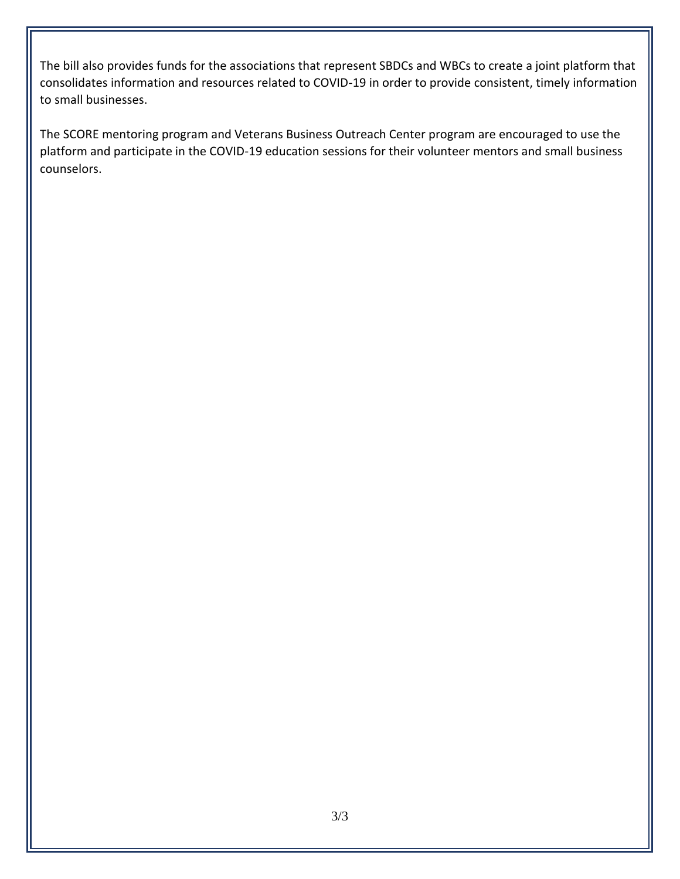The bill also provides funds for the associations that represent SBDCs and WBCs to create a joint platform that consolidates information and resources related to COVID-19 in order to provide consistent, timely information to small businesses.

The SCORE mentoring program and Veterans Business Outreach Center program are encouraged to use the platform and participate in the COVID-19 education sessions for their volunteer mentors and small business counselors.